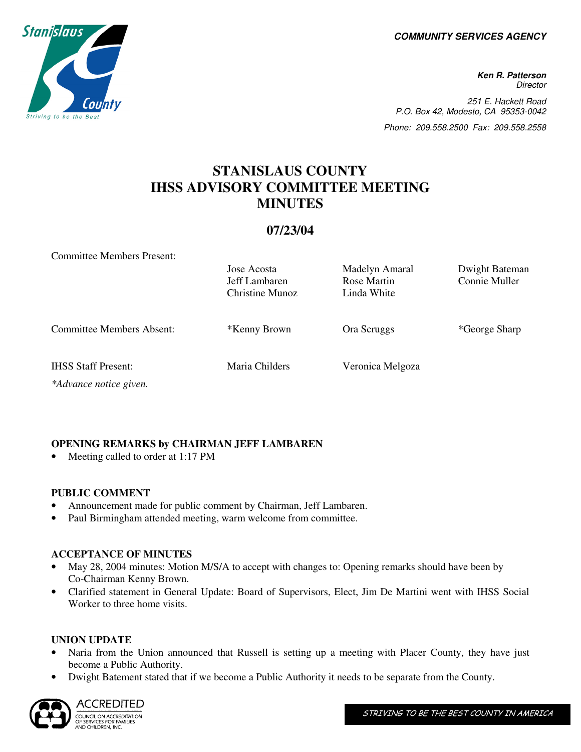**COMMUNITY SERVICES AGENCY**

**Ken R. Patterson**
Director

251 E. Hackett Road
P.O. Box 42, Modesto, CA 95353-0042
Phone: 209.558.2500 Fax: 209.558.2558

# STANISLAUS COUNTY IHSS ADVISORY COMMITTEE MEETING MINUTES

## 07/23/04

| | | | |
|---|---|---|---|
| Committee Members Present: | Jose Acosta<br>Jeff Lambaren<br>Christine Munoz | Madelyn Amaral<br>Rose Martin<br>Linda White | Dwight Bateman<br>Connie Muller |
| Committee Members Absent: | *Kenny Brown | Ora Scruggs | *George Sharp |
| IHSS Staff Present: | Maria Childers | Veronica Melgoza | |

*\*Advance notice given.*

**OPENING REMARKS by CHAIRMAN JEFF LAMBAREN**

- Meeting called to order at 1:17 PM

**PUBLIC COMMENT**

- Announcement made for public comment by Chairman, Jeff Lambaren.
- Paul Birmingham attended meeting, warm welcome from committee.

**ACCEPTANCE OF MINUTES**

- May 28, 2004 minutes: Motion M/S/A to accept with changes to: Opening remarks should have been by Co-Chairman Kenny Brown.
- Clarified statement in General Update: Board of Supervisors, Elect, Jim De Martini went with IHSS Social Worker to three home visits.

**UNION UPDATE**

- Naria from the Union announced that Russell is setting up a meeting with Placer County, they have just become a Public Authority.
- Dwight Batement stated that if we become a Public Authority it needs to be separate from the County.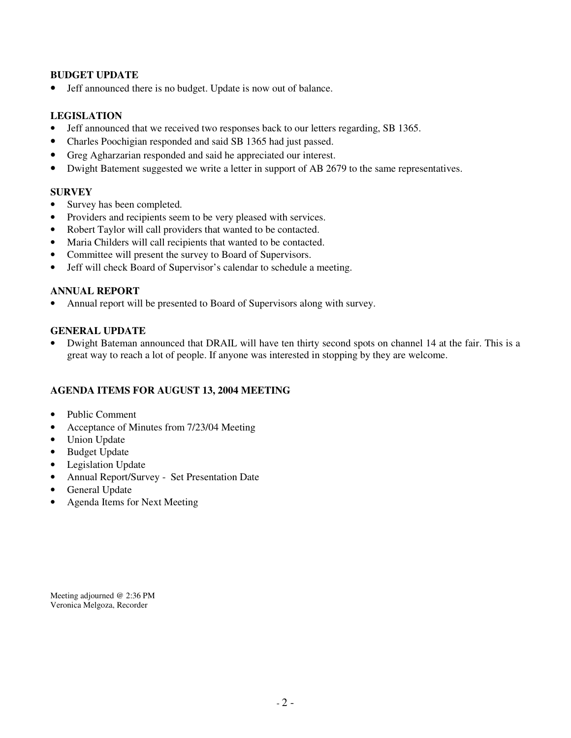**BUDGET UPDATE**

- Jeff announced there is no budget. Update is now out of balance.

**LEGISLATION**

- Jeff announced that we received two responses back to our letters regarding, SB 1365.
- Charles Poochigian responded and said SB 1365 had just passed.
- Greg Agharzarian responded and said he appreciated our interest.
- Dwight Batement suggested we write a letter in support of AB 2679 to the same representatives.

**SURVEY**

- Survey has been completed.
- Providers and recipients seem to be very pleased with services.
- Robert Taylor will call providers that wanted to be contacted.
- Maria Childers will call recipients that wanted to be contacted.
- Committee will present the survey to Board of Supervisors.
- Jeff will check Board of Supervisor's calendar to schedule a meeting.

**ANNUAL REPORT**

- Annual report will be presented to Board of Supervisors along with survey.

**GENERAL UPDATE**

- Dwight Bateman announced that DRAIL will have ten thirty second spots on channel 14 at the fair. This is a great way to reach a lot of people. If anyone was interested in stopping by they are welcome.

**AGENDA ITEMS FOR AUGUST 13, 2004 MEETING**

- Public Comment
- Acceptance of Minutes from 7/23/04 Meeting
- Union Update
- Budget Update
- Legislation Update
- Annual Report/Survey - Set Presentation Date
- General Update
- Agenda Items for Next Meeting

Meeting adjourned @ 2:36 PM
Veronica Melgoza, Recorder